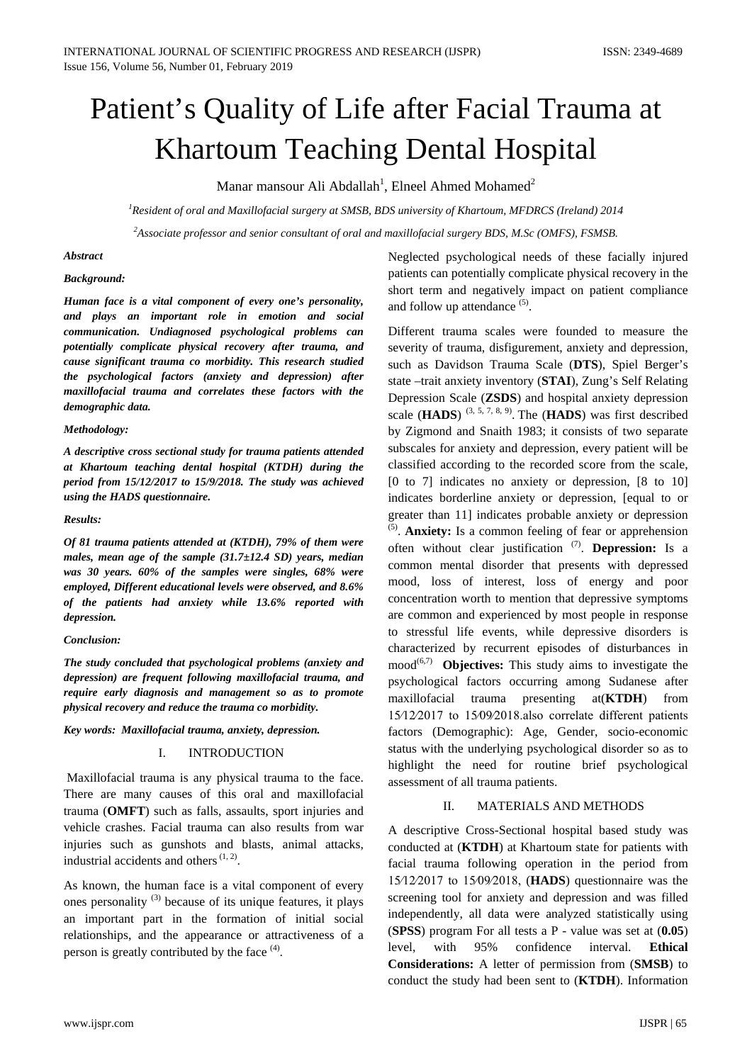# Patient's Quality of Life after Facial Trauma at Khartoum Teaching Dental Hospital

Manar mansour Ali Abdallah[1], Elneel Ahmed Mohamed[2]

[1]*Resident of oral and Maxillofacial surgery at SMSB, BDS university of Khartoum, MFDRCS (Ireland) 2014*

[2]*Associate professor and senior consultant of oral and maxillofacial surgery BDS, M.Sc (OMFS), FSMSB.*

***Abstract***

***Background:***

***Human face is a vital component of every one's personality, and plays an important role in emotion and social communication. Undiagnosed psychological problems can potentially complicate physical recovery after trauma, and cause significant trauma co morbidity. This research studied the psychological factors (anxiety and depression) after maxillofacial trauma and correlates these factors with the demographic data.***

***Methodology:***

***A descriptive cross sectional study for trauma patients attended at Khartoum teaching dental hospital (KTDH) during the period from 15/12/2017 to 15/9/2018. The study was achieved using the HADS questionnaire.***

***Results:***

***Of 81 trauma patients attended at (KTDH), 79% of them were males, mean age of the sample (31.7±12.4 SD) years, median was 30 years. 60% of the samples were singles, 68% were employed, Different educational levels were observed, and 8.6% of the patients had anxiety while 13.6% reported with depression.***

***Conclusion:***

***The study concluded that psychological problems (anxiety and depression) are frequent following maxillofacial trauma, and require early diagnosis and management so as to promote physical recovery and reduce the trauma co morbidity.***

***Key words: Maxillofacial trauma, anxiety, depression.***

## I. INTRODUCTION

Maxillofacial trauma is any physical trauma to the face. There are many causes of this oral and maxillofacial trauma (**OMFT**) such as falls, assaults, sport injuries and vehicle crashes. Facial trauma can also results from war injuries such as gunshots and blasts, animal attacks, industrial accidents and others [1, 2].

As known, the human face is a vital component of every ones personality [3] because of its unique features, it plays an important part in the formation of initial social relationships, and the appearance or attractiveness of a person is greatly contributed by the face [4].

Neglected psychological needs of these facially injured patients can potentially complicate physical recovery in the short term and negatively impact on patient compliance and follow up attendance [5].

Different trauma scales were founded to measure the severity of trauma, disfigurement, anxiety and depression, such as Davidson Trauma Scale (**DTS**), Spiel Berger's state –trait anxiety inventory (**STAI**), Zung's Self Relating Depression Scale (**ZSDS**) and hospital anxiety depression scale (**HADS**) [3, 5, 7, 8, 9]. The (**HADS**) was first described by Zigmond and Snaith 1983; it consists of two separate subscales for anxiety and depression, every patient will be classified according to the recorded score from the scale, [0 to 7] indicates no anxiety or depression, [8 to 10] indicates borderline anxiety or depression, [equal to or greater than 11] indicates probable anxiety or depression [5]. **Anxiety:** Is a common feeling of fear or apprehension often without clear justification [7]. **Depression:** Is a common mental disorder that presents with depressed mood, loss of interest, loss of energy and poor concentration worth to mention that depressive symptoms are common and experienced by most people in response to stressful life events, while depressive disorders is characterized by recurrent episodes of disturbances in mood[6,7] **Objectives:** This study aims to investigate the psychological factors occurring among Sudanese after maxillofacial trauma presenting at(**KTDH**) from 15/12/2017 to 15/09/2018.also correlate different patients factors (Demographic): Age, Gender, socio-economic status with the underlying psychological disorder so as to highlight the need for routine brief psychological assessment of all trauma patients.

## II. MATERIALS AND METHODS

A descriptive Cross-Sectional hospital based study was conducted at (**KTDH**) at Khartoum state for patients with facial trauma following operation in the period from 15/12/2017 to 15/09/2018, (**HADS**) questionnaire was the screening tool for anxiety and depression and was filled independently, all data were analyzed statistically using (**SPSS**) program For all tests a P - value was set at (**0.05**) level, with 95% confidence interval. **Ethical Considerations:** A letter of permission from (**SMSB**) to conduct the study had been sent to (**KTDH**). Information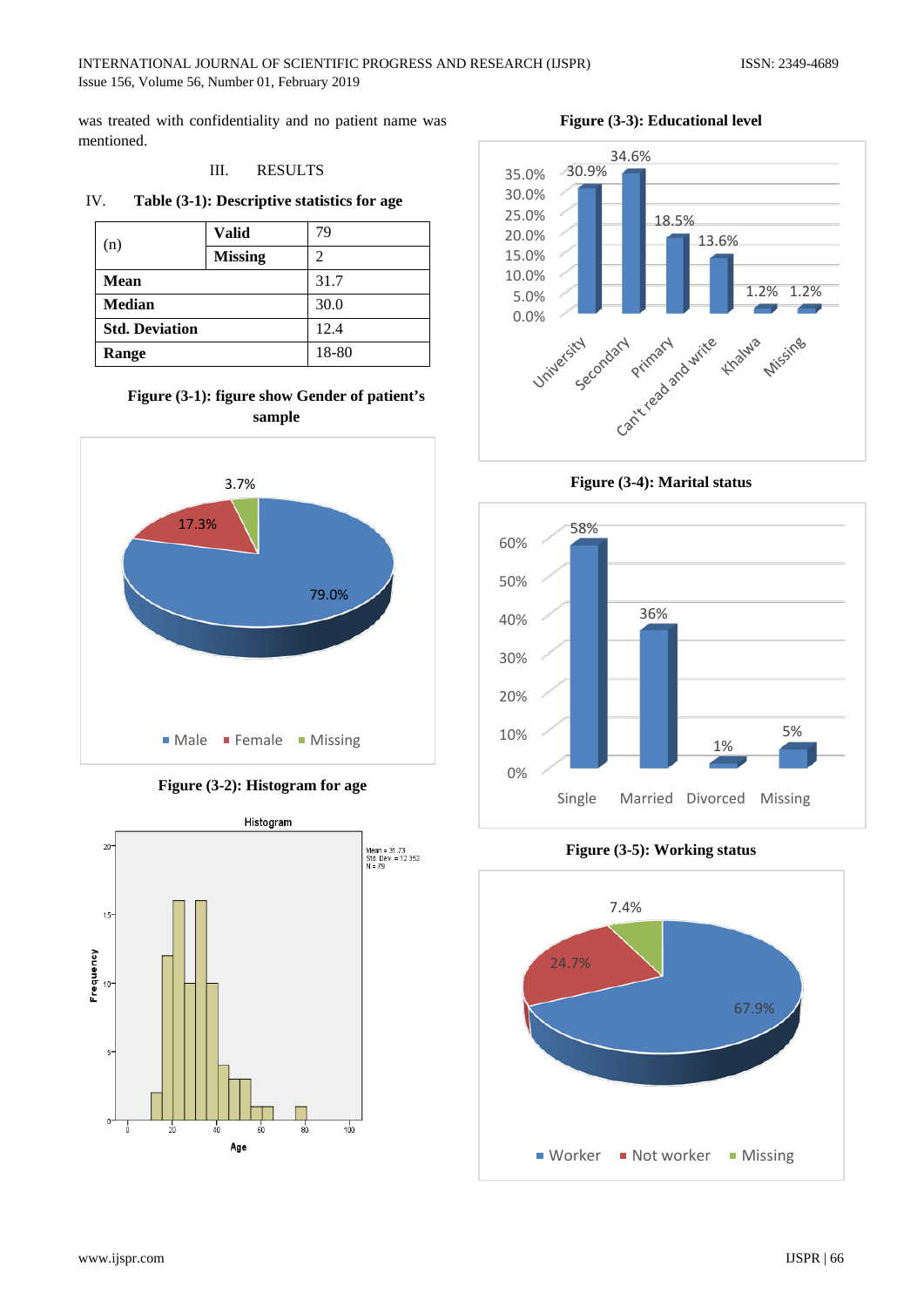was treated with confidentiality and no patient name was mentioned.

## III. RESULTS

### IV. Table (3-1): Descriptive statistics for age

| | | |
|---|---|---|
| (n) | **Valid** | 79 |
| | **Missing** | 2 |
| **Mean** | | 31.7 |
| **Median** | | 30.0 |
| **Std. Deviation** | | 12.4 |
| **Range** | | 18-80 |

**Figure (3-1): figure show Gender of patient's sample**

**Figure (3-2): Histogram for age**

**Figure (3-3): Educational level**

**Figure (3-4): Marital status**

**Figure (3-5): Working status**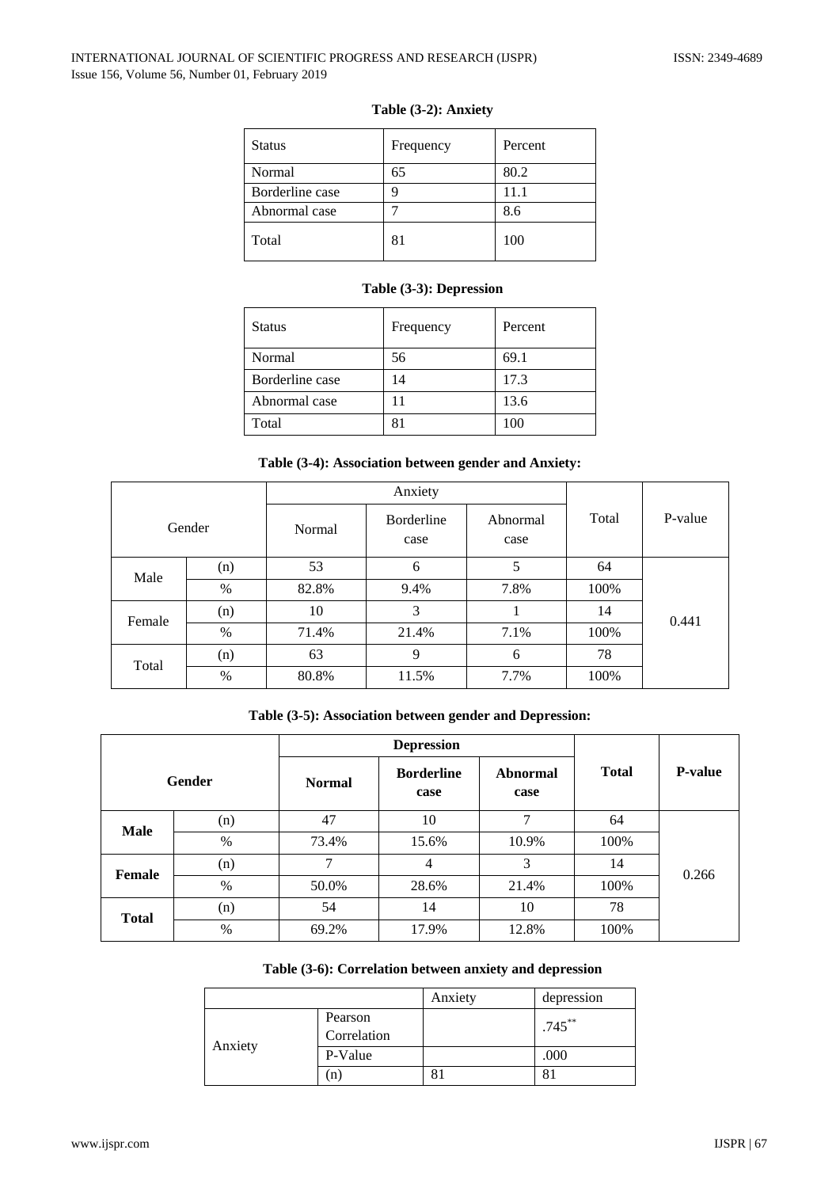**Table (3-2): Anxiety**

| Status | Frequency | Percent |
|---|---|---|
| Normal | 65 | 80.2 |
| Borderline case | 9 | 11.1 |
| Abnormal case | 7 | 8.6 |
| Total | 81 | 100 |

**Table (3-3): Depression**

| Status | Frequency | Percent |
|---|---|---|
| Normal | 56 | 69.1 |
| Borderline case | 14 | 17.3 |
| Abnormal case | 11 | 13.6 |
| Total | 81 | 100 |

**Table (3-4): Association between gender and Anxiety:**

| Gender | | Anxiety | | | Total | P-value |
|---|---|---|---|---|---|---|
| | | Normal | Borderline case | Abnormal case | | |
| Male | (n) | 53 | 6 | 5 | 64 | 0.441 |
| | % | 82.8% | 9.4% | 7.8% | 100% | |
| Female | (n) | 10 | 3 | 1 | 14 | |
| | % | 71.4% | 21.4% | 7.1% | 100% | |
| Total | (n) | 63 | 9 | 6 | 78 | |
| | % | 80.8% | 11.5% | 7.7% | 100% | |

**Table (3-5): Association between gender and Depression:**

| **Gender** | | **Depression** | | | **Total** | **P-value** |
|---|---|---|---|---|---|---|
| | | **Normal** | **Borderline case** | **Abnormal case** | | |
| **Male** | (n) | 47 | 10 | 7 | 64 | 0.266 |
| | % | 73.4% | 15.6% | 10.9% | 100% | |
| **Female** | (n) | 7 | 4 | 3 | 14 | |
| | % | 50.0% | 28.6% | 21.4% | 100% | |
| **Total** | (n) | 54 | 14 | 10 | 78 | |
| | % | 69.2% | 17.9% | 12.8% | 100% | |

**Table (3-6): Correlation between anxiety and depression**

| | | Anxiety | depression |
|---|---|---|---|
| Anxiety | Pearson Correlation | | .745** |
| | P-Value | | .000 |
| | (n) | 81 | 81 |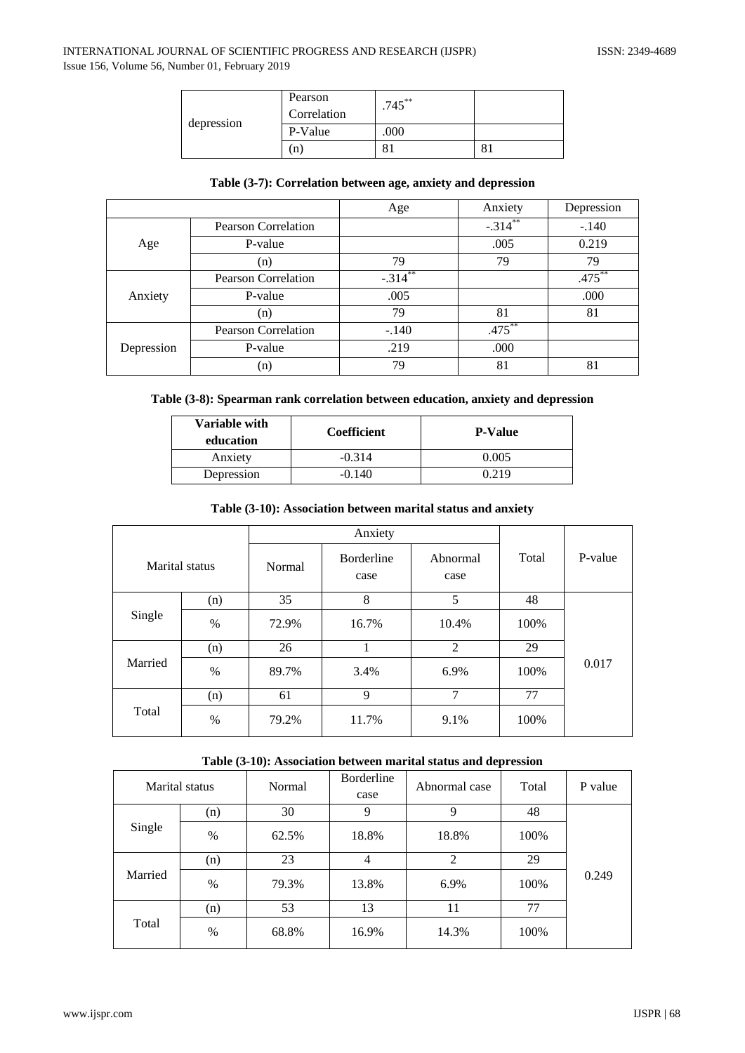| | | | |
|---|---|---|---|
| depression | Pearson Correlation | .745** | |
| | P-Value | .000 | |
| | (n) | 81 | 81 |

**Table (3-7): Correlation between age, anxiety and depression**

| | | Age | Anxiety | Depression |
|---|---|---|---|---|
| Age | Pearson Correlation | | -.314** | -.140 |
| | P-value | | .005 | 0.219 |
| | (n) | 79 | 79 | 79 |
| Anxiety | Pearson Correlation | -.314** | | .475** |
| | P-value | .005 | | .000 |
| | (n) | 79 | 81 | 81 |
| Depression | Pearson Correlation | -.140 | .475** | |
| | P-value | .219 | .000 | |
| | (n) | 79 | 81 | 81 |

**Table (3-8): Spearman rank correlation between education, anxiety and depression**

| Variable with education | Coefficient | P-Value |
|---|---|---|
| Anxiety | -0.314 | 0.005 |
| Depression | -0.140 | 0.219 |

**Table (3-10): Association between marital status and anxiety**

| Marital status | | Anxiety | | | Total | P-value |
|---|---|---|---|---|---|---|
| | | Normal | Borderline case | Abnormal case | | |
| Single | (n) | 35 | 8 | 5 | 48 | 0.017 |
| | % | 72.9% | 16.7% | 10.4% | 100% | |
| Married | (n) | 26 | 1 | 2 | 29 | |
| | % | 89.7% | 3.4% | 6.9% | 100% | |
| Total | (n) | 61 | 9 | 7 | 77 | |
| | % | 79.2% | 11.7% | 9.1% | 100% | |

**Table (3-10): Association between marital status and depression**

| Marital status | | Normal | Borderline case | Abnormal case | Total | P value |
|---|---|---|---|---|---|---|
| Single | (n) | 30 | 9 | 9 | 48 | 0.249 |
| | % | 62.5% | 18.8% | 18.8% | 100% | |
| Married | (n) | 23 | 4 | 2 | 29 | |
| | % | 79.3% | 13.8% | 6.9% | 100% | |
| Total | (n) | 53 | 13 | 11 | 77 | |
| | % | 68.8% | 16.9% | 14.3% | 100% | |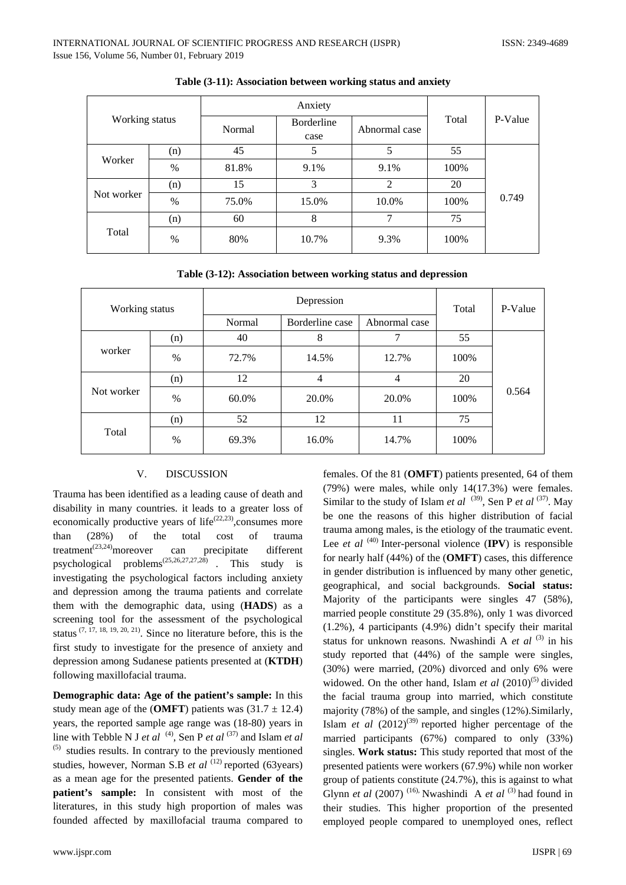**Table (3-11): Association between working status and anxiety**

| Working status | | Anxiety | | | Total | P-Value |
|---|---|---|---|---|---|---|
| | | Normal | Borderline case | Abnormal case | | |
| Worker | (n) | 45 | 5 | 5 | 55 | 0.749 |
| | % | 81.8% | 9.1% | 9.1% | 100% | |
| Not worker | (n) | 15 | 3 | 2 | 20 | |
| | % | 75.0% | 15.0% | 10.0% | 100% | |
| Total | (n) | 60 | 8 | 7 | 75 | |
| | % | 80% | 10.7% | 9.3% | 100% | |

**Table (3-12): Association between working status and depression**

| Working status | | Depression | | | Total | P-Value |
|---|---|---|---|---|---|---|
| | | Normal | Borderline case | Abnormal case | | |
| worker | (n) | 40 | 8 | 7 | 55 | 0.564 |
| | % | 72.7% | 14.5% | 12.7% | 100% | |
| Not worker | (n) | 12 | 4 | 4 | 20 | |
| | % | 60.0% | 20.0% | 20.0% | 100% | |
| Total | (n) | 52 | 12 | 11 | 75 | |
| | % | 69.3% | 16.0% | 14.7% | 100% | |

## V. DISCUSSION

Trauma has been identified as a leading cause of death and disability in many countries. it leads to a greater loss of economically productive years of life[22,23],consumes more than (28%) of the total cost of trauma treatment[23,24]moreover can precipitate different psychological problems[25,26,27,27,28] . This study is investigating the psychological factors including anxiety and depression among the trauma patients and correlate them with the demographic data, using (**HADS**) as a screening tool for the assessment of the psychological status [7, 17, 18, 19, 20, 21]. Since no literature before, this is the first study to investigate for the presence of anxiety and depression among Sudanese patients presented at (**KTDH**) following maxillofacial trauma.

**Demographic data: Age of the patient's sample:** In this study mean age of the (**OMFT**) patients was $(31.7 \pm 12.4)$ years, the reported sample age range was (18-80) years in line with Tebble N J *et al* [4], Sen P *et al* [37] and Islam *et al* [5] studies results. In contrary to the previously mentioned studies, however, Norman S.B *et al* [12] reported (63years) as a mean age for the presented patients. **Gender of the patient's sample:** In consistent with most of the literatures, in this study high proportion of males was founded affected by maxillofacial trauma compared to females. Of the 81 (**OMFT**) patients presented, 64 of them (79%) were males, while only 14(17.3%) were females. Similar to the study of Islam *et al* [39], Sen P *et al* [37]. May be one the reasons of this higher distribution of facial trauma among males, is the etiology of the traumatic event. Lee *et al* [40] Inter-personal violence (**IPV**) is responsible for nearly half (44%) of the (**OMFT**) cases, this difference in gender distribution is influenced by many other genetic, geographical, and social backgrounds. **Social status:** Majority of the participants were singles 47 (58%), married people constitute 29 (35.8%), only 1 was divorced (1.2%), 4 participants (4.9%) didn't specify their marital status for unknown reasons. Nwashindi A *et al* [3] in his study reported that (44%) of the sample were singles, (30%) were married, (20%) divorced and only 6% were widowed. On the other hand, Islam *et al* (2010)[5] divided the facial trauma group into married, which constitute majority (78%) of the sample, and singles (12%).Similarly, Islam *et al* (2012)[39] reported higher percentage of the married participants (67%) compared to only (33%) singles. **Work status:** This study reported that most of the presented patients were workers (67.9%) while non worker group of patients constitute (24.7%), this is against to what Glynn *et al* (2007) [16], Nwashindi A *et al* [3] had found in their studies. This higher proportion of the presented employed people compared to unemployed ones, reflect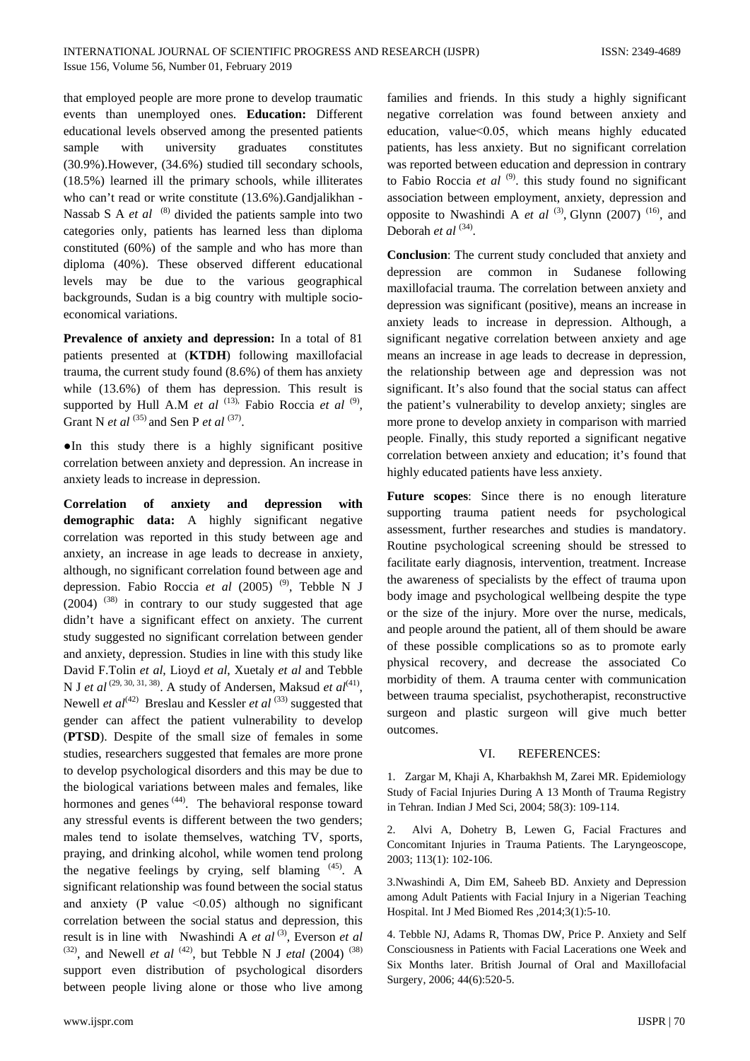that employed people are more prone to develop traumatic events than unemployed ones. **Education:** Different educational levels observed among the presented patients sample with university graduates constitutes (30.9%).However, (34.6%) studied till secondary schools, (18.5%) learned ill the primary schools, while illiterates who can't read or write constitute (13.6%).Gandjalikhan - Nassab S A *et al* [8] divided the patients sample into two categories only, patients has learned less than diploma constituted (60%) of the sample and who has more than diploma (40%). These observed different educational levels may be due to the various geographical backgrounds, Sudan is a big country with multiple socio-economical variations.

**Prevalence of anxiety and depression:** In a total of 81 patients presented at (**KTDH**) following maxillofacial trauma, the current study found (8.6%) of them has anxiety while (13.6%) of them has depression. This result is supported by Hull A.M *et al* [13], Fabio Roccia *et al* [9], Grant N *et al* [35] and Sen P *et al* [37].

●In this study there is a highly significant positive correlation between anxiety and depression. An increase in anxiety leads to increase in depression.

**Correlation of anxiety and depression with demographic data:** A highly significant negative correlation was reported in this study between age and anxiety, an increase in age leads to decrease in anxiety, although, no significant correlation found between age and depression. Fabio Roccia *et al* (2005) [9], Tebble N J (2004) [38] in contrary to our study suggested that age didn't have a significant effect on anxiety. The current study suggested no significant correlation between gender and anxiety, depression. Studies in line with this study like David F.Tolin *et al*, Lioyd *et al*, Xuetaly *et al* and Tebble N J *et al* [29, 30, 31, 38]. A study of Andersen, Maksud *et al*[41], Newell *et al*[42] Breslau and Kessler *et al* [33] suggested that gender can affect the patient vulnerability to develop (**PTSD**). Despite of the small size of females in some studies, researchers suggested that females are more prone to develop psychological disorders and this may be due to the biological variations between males and females, like hormones and genes [44]. The behavioral response toward any stressful events is different between the two genders; males tend to isolate themselves, watching TV, sports, praying, and drinking alcohol, while women tend prolong the negative feelings by crying, self blaming [45]. A significant relationship was found between the social status and anxiety (P value <0.05) although no significant correlation between the social status and depression, this result is in line with Nwashindi A *et al* [3], Everson *et al* [32], and Newell *et al* [42], but Tebble N J *etal* (2004) [38] support even distribution of psychological disorders between people living alone or those who live among families and friends. In this study a highly significant negative correlation was found between anxiety and education, value<0.05, which means highly educated patients, has less anxiety. But no significant correlation was reported between education and depression in contrary to Fabio Roccia *et al* [9]. this study found no significant association between employment, anxiety, depression and opposite to Nwashindi A *et al* [3], Glynn (2007) [16], and Deborah *et al* [34].

**Conclusion**: The current study concluded that anxiety and depression are common in Sudanese following maxillofacial trauma. The correlation between anxiety and depression was significant (positive), means an increase in anxiety leads to increase in depression. Although, a significant negative correlation between anxiety and age means an increase in age leads to decrease in depression, the relationship between age and depression was not significant. It's also found that the social status can affect the patient's vulnerability to develop anxiety; singles are more prone to develop anxiety in comparison with married people. Finally, this study reported a significant negative correlation between anxiety and education; it's found that highly educated patients have less anxiety.

**Future scopes**: Since there is no enough literature supporting trauma patient needs for psychological assessment, further researches and studies is mandatory. Routine psychological screening should be stressed to facilitate early diagnosis, intervention, treatment. Increase the awareness of specialists by the effect of trauma upon body image and psychological wellbeing despite the type or the size of the injury. More over the nurse, medicals, and people around the patient, all of them should be aware of these possible complications so as to promote early physical recovery, and decrease the associated Co morbidity of them. A trauma center with communication between trauma specialist, psychotherapist, reconstructive surgeon and plastic surgeon will give much better outcomes.

## VI. REFERENCES:

1. Zargar M, Khaji A, Kharbakhsh M, Zarei MR. Epidemiology Study of Facial Injuries During A 13 Month of Trauma Registry in Tehran. Indian J Med Sci, 2004; 58(3): 109-114.

2. Alvi A, Dohetry B, Lewen G, Facial Fractures and Concomitant Injuries in Trauma Patients. The Laryngeoscope, 2003; 113(1): 102-106.

3. Nwashindi A, Dim EM, Saheeb BD. Anxiety and Depression among Adult Patients with Facial Injury in a Nigerian Teaching Hospital. Int J Med Biomed Res ,2014;3(1):5-10.

4. Tebble NJ, Adams R, Thomas DW, Price P. Anxiety and Self Consciousness in Patients with Facial Lacerations one Week and Six Months later. British Journal of Oral and Maxillofacial Surgery, 2006; 44(6):520-5.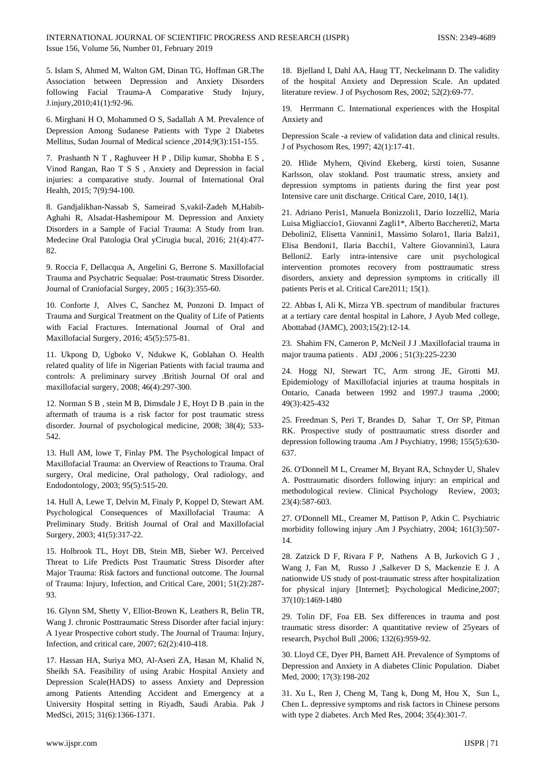5. Islam S, Ahmed M, Walton GM, Dinan TG, Hoffman GR.The Association between Depression and Anxiety Disorders following Facial Trauma-A Comparative Study Injury, J.injury,2010;41(1):92-96.

6. Mirghani H O, Mohammed O S, Sadallah A M. Prevalence of Depression Among Sudanese Patients with Type 2 Diabetes Mellitus, Sudan Journal of Medical science ,2014;9(3):151-155.

7. Prashanth N T , Raghuveer H P , Dilip kumar, Shobha E S , Vinod Rangan, Rao T S S , Anxiety and Depression in facial injuries: a comparative study. Journal of International Oral Health, 2015; 7(9):94-100.

8. Gandjalikhan-Nassab S, Sameirad S,vakil-Zadeh M,Habib-Aghahi R, Alsadat-Hashemipour M. Depression and Anxiety Disorders in a Sample of Facial Trauma: A Study from Iran. Medecine Oral Patologia Oral yCirugia bucal, 2016; 21(4):477-82.

9. Roccia F, Dellacqua A, Angelini G, Berrone S. Maxillofacial Trauma and Psychatric Sequalae: Post-traumatic Stress Disorder. Journal of Craniofacial Surgey, 2005 ; 16(3):355-60.

10. Conforte J, Alves C, Sanchez M, Ponzoni D. Impact of Trauma and Surgical Treatment on the Quality of Life of Patients with Facial Fractures. International Journal of Oral and Maxillofacial Surgery, 2016; 45(5):575-81.

11. Ukpong D, Ugboko V, Ndukwe K, Goblahan O. Health related quality of life in Nigerian Patients with facial trauma and controls: A preliminary survey .British Journal Of oral and maxillofacial surgery, 2008; 46(4):297-300.

12. Norman S B , stein M B, Dimsdale J E, Hoyt D B .pain in the aftermath of trauma is a risk factor for post traumatic stress disorder. Journal of psychological medicine, 2008; 38(4); 533-542.

13. Hull AM, lowe T, Finlay PM. The Psychological Impact of Maxillofacial Trauma: an Overview of Reactions to Trauma. Oral surgery, Oral medicine, Oral pathology, Oral radiology, and Endodontology, 2003; 95(5):515-20.

14. Hull A, Lewe T, Delvin M, Finaly P, Koppel D, Stewart AM. Psychological Consequences of Maxillofacial Trauma: A Preliminary Study. British Journal of Oral and Maxillofacial Surgery, 2003; 41(5):317-22.

15. Holbrook TL, Hoyt DB, Stein MB, Sieber WJ. Perceived Threat to Life Predicts Post Traumatic Stress Disorder after Major Trauma: Risk factors and functional outcome. The Journal of Trauma: Injury, Infection, and Critical Care, 2001; 51(2):287-93.

16. Glynn SM, Shetty V, Elliot-Brown K, Leathers R, Belin TR, Wang J. chronic Posttraumatic Stress Disorder after facial injury: A 1year Prospective cohort study. The Journal of Trauma: Injury, Infection, and critical care, 2007; 62(2):410-418.

17. Hassan HA, Suriya MO, Al-Aseri ZA, Hasan M, Khalid N, Sheikh SA. Feasibility of using Arabic Hospital Anxiety and Depression Scale(HADS) to assess Anxiety and Depression among Patients Attending Accident and Emergency at a University Hospital setting in Riyadh, Saudi Arabia. Pak J MedSci, 2015; 31(6):1366-1371.

18. Bjelland I, Dahl AA, Haug TT, Neckelmann D. The validity of the hospital Anxiety and Depression Scale. An updated literature review. J of Psychosom Res, 2002; 52(2):69-77.

19. Herrmann C. International experiences with the Hospital Anxiety and

Depression Scale -a review of validation data and clinical results. J of Psychosom Res, 1997; 42(1):17-41.

20. Hlide Myhern, Qivind Ekeberg, kirsti toien, Susanne Karlsson, olav stokland. Post traumatic stress, anxiety and depression symptoms in patients during the first year post Intensive care unit discharge. Critical Care, 2010, 14(1).

21. Adriano Peris1, Manuela Bonizzoli1, Dario Iozzelli2, Maria Luisa Migliaccio1, Giovanni Zagli1*, Alberto Bacchereti2, Marta Debolini2, Elisetta Vannini1, Massimo Solaro1, Ilaria Balzi1, Elisa Bendoni1, Ilaria Bacchi1, Valtere Giovannini3, Laura Belloni2. Early intra-intensive care unit psychological intervention promotes recovery from posttraumatic stress disorders, anxiety and depression symptoms in critically ill patients Peris et al. Critical Care2011; 15(1).

22. Abbas I, Ali K, Mirza YB. spectrum of mandibular fractures at a tertiary care dental hospital in Lahore, J Ayub Med college, Abottabad (JAMC), 2003;15(2):12-14.

23. Shahim FN, Cameron P, McNeil J J .Maxillofacial trauma in major trauma patients . ADJ ,2006 ; 51(3):225-2230

24. Hogg NJ, Stewart TC, Arm strong JE, Girotti MJ. Epidemiology of Maxillofacial injuries at trauma hospitals in Ontario, Canada between 1992 and 1997.J trauma ,2000; 49(3):425-432

25. Freedman S, Peri T, Brandes D, Sahar T, Orr SP, Pitman RK. Prospective study of posttraumatic stress disorder and depression following trauma .Am J Psychiatry, 1998; 155(5):630-637.

26. O'Donnell M L, Creamer M, Bryant RA, Schnyder U, Shalev A. Posttraumatic disorders following injury: an empirical and methodological review. Clinical Psychology Review, 2003; 23(4):587-603.

27. O'Donnell ML, Creamer M, Pattison P, Atkin C. Psychiatric morbidity following injury .Am J Psychiatry, 2004; 161(3):507-14.

28. Zatzick D F, Rivara F P, Nathens A B, Jurkovich G J , Wang J, Fan M, Russo J ,Salkever D S, Mackenzie E J. A nationwide US study of post-traumatic stress after hospitalization for physical injury [Internet]; Psychological Medicine,2007; 37(10):1469-1480

29. Tolin DF, Foa EB. Sex differences in trauma and post traumatic stress disorder: A quantitative review of 25years of research, Psychol Bull ,2006; 132(6):959-92.

30. Lloyd CE, Dyer PH, Barnett AH. Prevalence of Symptoms of Depression and Anxiety in A diabetes Clinic Population. Diabet Med, 2000; 17(3):198-202

31. Xu L, Ren J, Cheng M, Tang k, Dong M, Hou X, Sun L, Chen L. depressive symptoms and risk factors in Chinese persons with type 2 diabetes. Arch Med Res, 2004; 35(4):301-7.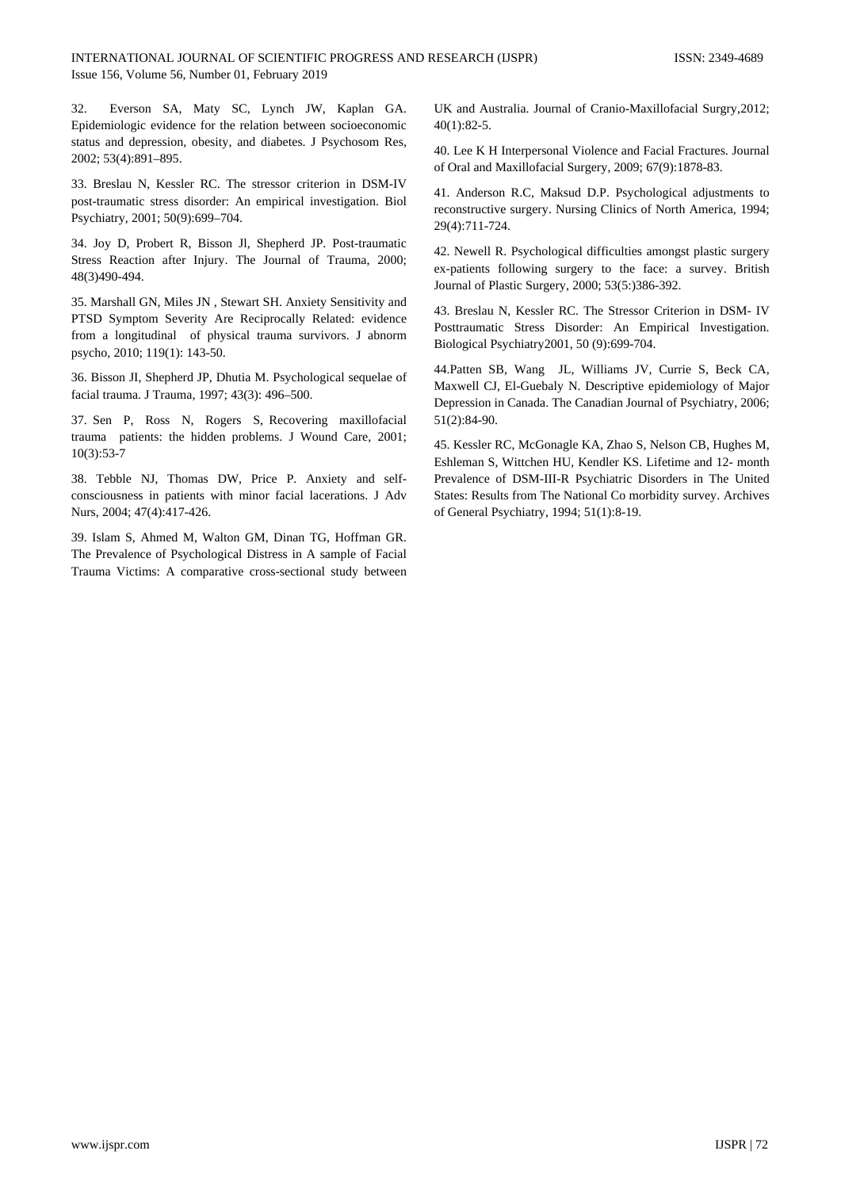32. Everson SA, Maty SC, Lynch JW, Kaplan GA. Epidemiologic evidence for the relation between socioeconomic status and depression, obesity, and diabetes. J Psychosom Res, 2002; 53(4):891–895.

33. Breslau N, Kessler RC. The stressor criterion in DSM-IV post-traumatic stress disorder: An empirical investigation. Biol Psychiatry, 2001; 50(9):699–704.

34. Joy D, Probert R, Bisson Jl, Shepherd JP. Post-traumatic Stress Reaction after Injury. The Journal of Trauma, 2000; 48(3)490-494.

35. Marshall GN, Miles JN , Stewart SH. Anxiety Sensitivity and PTSD Symptom Severity Are Reciprocally Related: evidence from a longitudinal of physical trauma survivors. J abnorm psycho, 2010; 119(1): 143-50.

36. Bisson JI, Shepherd JP, Dhutia M. Psychological sequelae of facial trauma. J Trauma, 1997; 43(3): 496–500.

37. Sen P, Ross N, Rogers S, Recovering maxillofacial trauma patients: the hidden problems. J Wound Care, 2001; 10(3):53-7

38. Tebble NJ, Thomas DW, Price P. Anxiety and self-consciousness in patients with minor facial lacerations. J Adv Nurs, 2004; 47(4):417-426.

39. Islam S, Ahmed M, Walton GM, Dinan TG, Hoffman GR. The Prevalence of Psychological Distress in A sample of Facial Trauma Victims: A comparative cross-sectional study between UK and Australia. Journal of Cranio-Maxillofacial Surgry,2012; 40(1):82-5.

40. Lee K H Interpersonal Violence and Facial Fractures. Journal of Oral and Maxillofacial Surgery, 2009; 67(9):1878-83.

41. Anderson R.C, Maksud D.P. Psychological adjustments to reconstructive surgery. Nursing Clinics of North America, 1994; 29(4):711-724.

42. Newell R. Psychological difficulties amongst plastic surgery ex-patients following surgery to the face: a survey. British Journal of Plastic Surgery, 2000; 53(5:)386-392.

43. Breslau N, Kessler RC. The Stressor Criterion in DSM- IV Posttraumatic Stress Disorder: An Empirical Investigation. Biological Psychiatry2001, 50 (9):699-704.

44.Patten SB, Wang JL, Williams JV, Currie S, Beck CA, Maxwell CJ, El-Guebaly N. Descriptive epidemiology of Major Depression in Canada. The Canadian Journal of Psychiatry, 2006; 51(2):84-90.

45. Kessler RC, McGonagle KA, Zhao S, Nelson CB, Hughes M, Eshleman S, Wittchen HU, Kendler KS. Lifetime and 12- month Prevalence of DSM-III-R Psychiatric Disorders in The United States: Results from The National Co morbidity survey. Archives of General Psychiatry, 1994; 51(1):8-19.